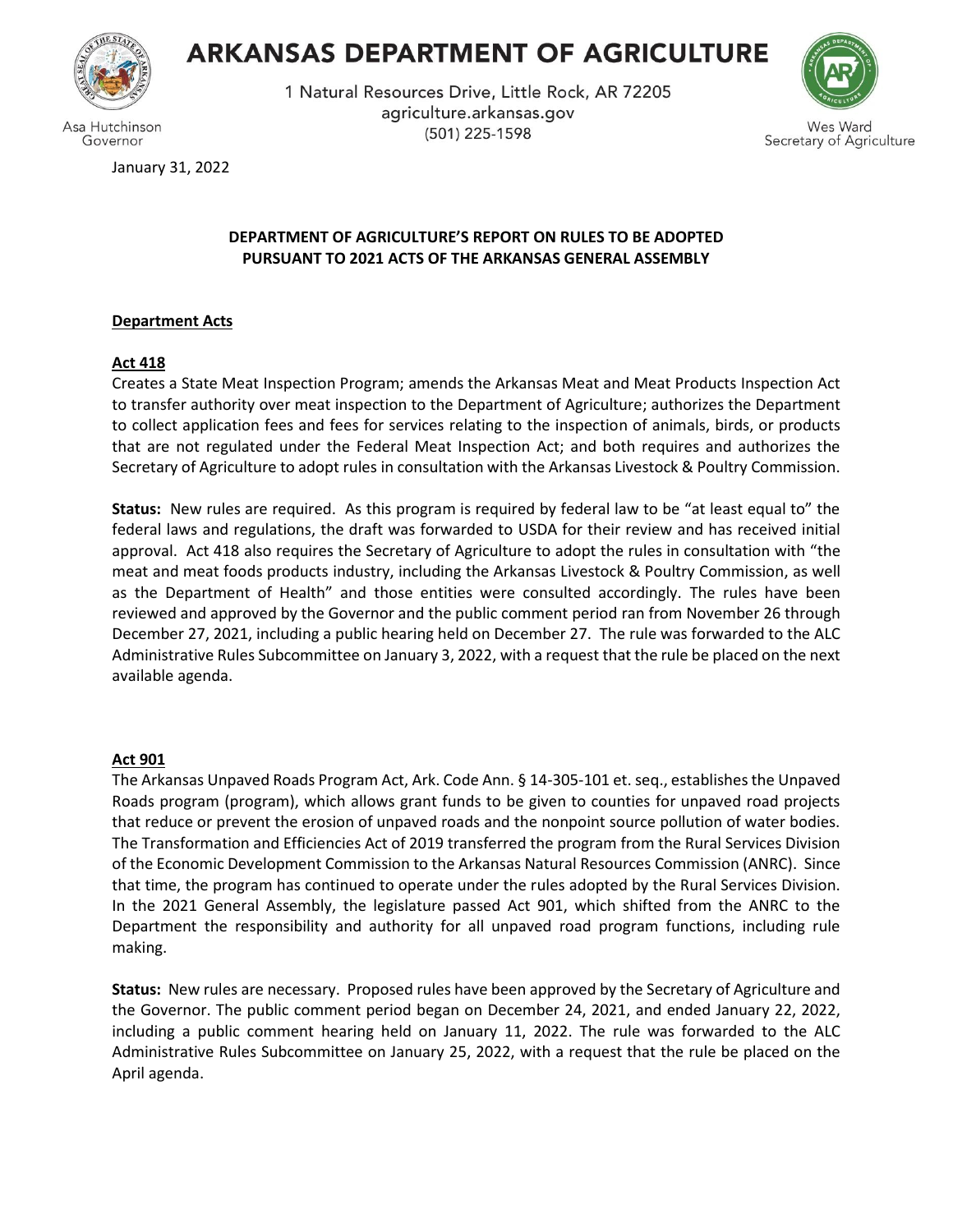# ARKANSAS DEPARTMENT OF AGRICULTURE

1 Natural Resources Drive, Little Rock, AR 72205
agriculture.arkansas.gov
(501) 225-1598

Asa Hutchinson
Governor

Wes Ward
Secretary of Agriculture

January 31, 2022

**DEPARTMENT OF AGRICULTURE'S REPORT ON RULES TO BE ADOPTED PURSUANT TO 2021 ACTS OF THE ARKANSAS GENERAL ASSEMBLY**

**Department Acts**

**Act 418**

Creates a State Meat Inspection Program; amends the Arkansas Meat and Meat Products Inspection Act to transfer authority over meat inspection to the Department of Agriculture; authorizes the Department to collect application fees and fees for services relating to the inspection of animals, birds, or products that are not regulated under the Federal Meat Inspection Act; and both requires and authorizes the Secretary of Agriculture to adopt rules in consultation with the Arkansas Livestock & Poultry Commission.

**Status:** New rules are required. As this program is required by federal law to be "at least equal to" the federal laws and regulations, the draft was forwarded to USDA for their review and has received initial approval. Act 418 also requires the Secretary of Agriculture to adopt the rules in consultation with "the meat and meat foods products industry, including the Arkansas Livestock & Poultry Commission, as well as the Department of Health" and those entities were consulted accordingly. The rules have been reviewed and approved by the Governor and the public comment period ran from November 26 through December 27, 2021, including a public hearing held on December 27. The rule was forwarded to the ALC Administrative Rules Subcommittee on January 3, 2022, with a request that the rule be placed on the next available agenda.

**Act 901**

The Arkansas Unpaved Roads Program Act, Ark. Code Ann. § 14-305-101 et. seq., establishes the Unpaved Roads program (program), which allows grant funds to be given to counties for unpaved road projects that reduce or prevent the erosion of unpaved roads and the nonpoint source pollution of water bodies. The Transformation and Efficiencies Act of 2019 transferred the program from the Rural Services Division of the Economic Development Commission to the Arkansas Natural Resources Commission (ANRC). Since that time, the program has continued to operate under the rules adopted by the Rural Services Division. In the 2021 General Assembly, the legislature passed Act 901, which shifted from the ANRC to the Department the responsibility and authority for all unpaved road program functions, including rule making.

**Status:** New rules are necessary. Proposed rules have been approved by the Secretary of Agriculture and the Governor. The public comment period began on December 24, 2021, and ended January 22, 2022, including a public comment hearing held on January 11, 2022. The rule was forwarded to the ALC Administrative Rules Subcommittee on January 25, 2022, with a request that the rule be placed on the April agenda.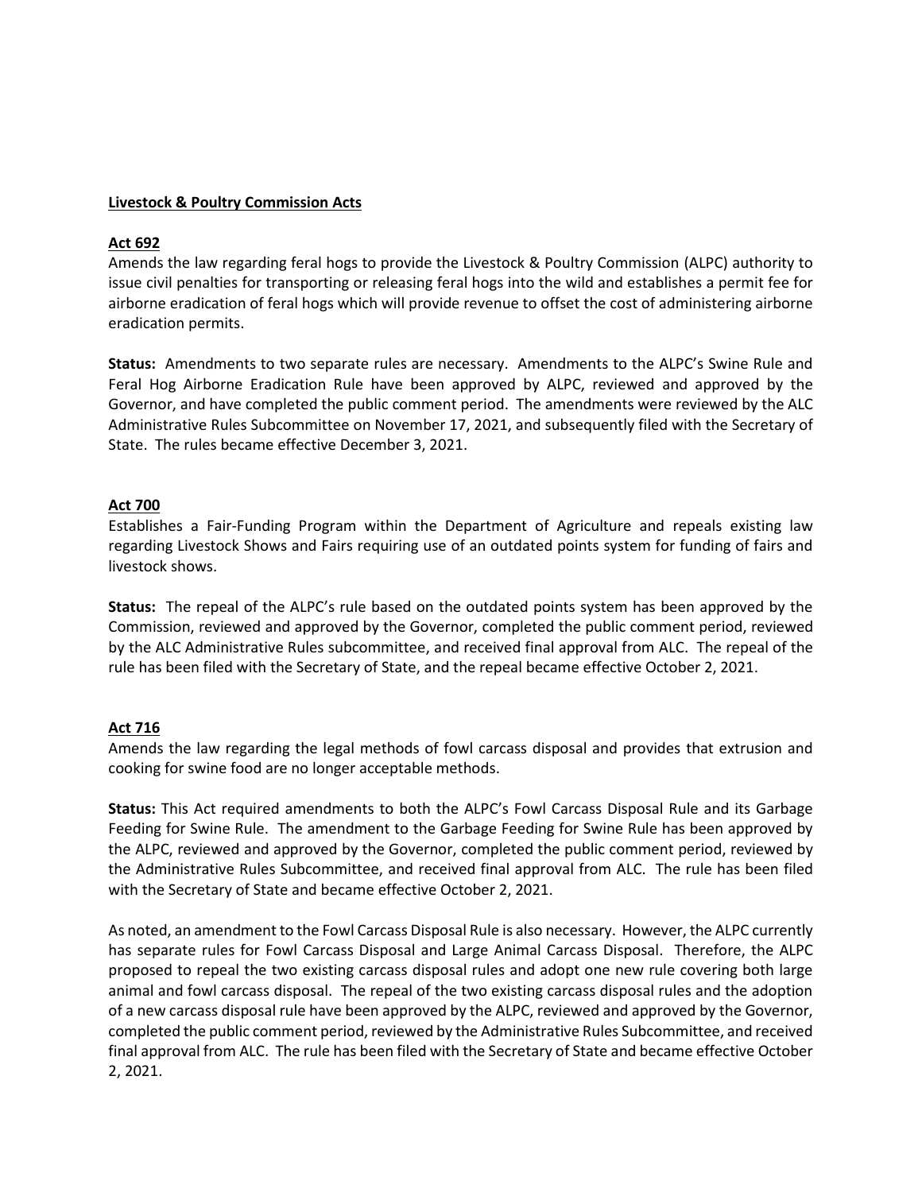## Livestock & Poultry Commission Acts

### Act 692

Amends the law regarding feral hogs to provide the Livestock & Poultry Commission (ALPC) authority to issue civil penalties for transporting or releasing feral hogs into the wild and establishes a permit fee for airborne eradication of feral hogs which will provide revenue to offset the cost of administering airborne eradication permits.

**Status:** Amendments to two separate rules are necessary. Amendments to the ALPC's Swine Rule and Feral Hog Airborne Eradication Rule have been approved by ALPC, reviewed and approved by the Governor, and have completed the public comment period. The amendments were reviewed by the ALC Administrative Rules Subcommittee on November 17, 2021, and subsequently filed with the Secretary of State. The rules became effective December 3, 2021.

### Act 700

Establishes a Fair-Funding Program within the Department of Agriculture and repeals existing law regarding Livestock Shows and Fairs requiring use of an outdated points system for funding of fairs and livestock shows.

**Status:** The repeal of the ALPC's rule based on the outdated points system has been approved by the Commission, reviewed and approved by the Governor, completed the public comment period, reviewed by the ALC Administrative Rules subcommittee, and received final approval from ALC. The repeal of the rule has been filed with the Secretary of State, and the repeal became effective October 2, 2021.

### Act 716

Amends the law regarding the legal methods of fowl carcass disposal and provides that extrusion and cooking for swine food are no longer acceptable methods.

**Status:** This Act required amendments to both the ALPC's Fowl Carcass Disposal Rule and its Garbage Feeding for Swine Rule. The amendment to the Garbage Feeding for Swine Rule has been approved by the ALPC, reviewed and approved by the Governor, completed the public comment period, reviewed by the Administrative Rules Subcommittee, and received final approval from ALC. The rule has been filed with the Secretary of State and became effective October 2, 2021.

As noted, an amendment to the Fowl Carcass Disposal Rule is also necessary. However, the ALPC currently has separate rules for Fowl Carcass Disposal and Large Animal Carcass Disposal. Therefore, the ALPC proposed to repeal the two existing carcass disposal rules and adopt one new rule covering both large animal and fowl carcass disposal. The repeal of the two existing carcass disposal rules and the adoption of a new carcass disposal rule have been approved by the ALPC, reviewed and approved by the Governor, completed the public comment period, reviewed by the Administrative Rules Subcommittee, and received final approval from ALC. The rule has been filed with the Secretary of State and became effective October 2, 2021.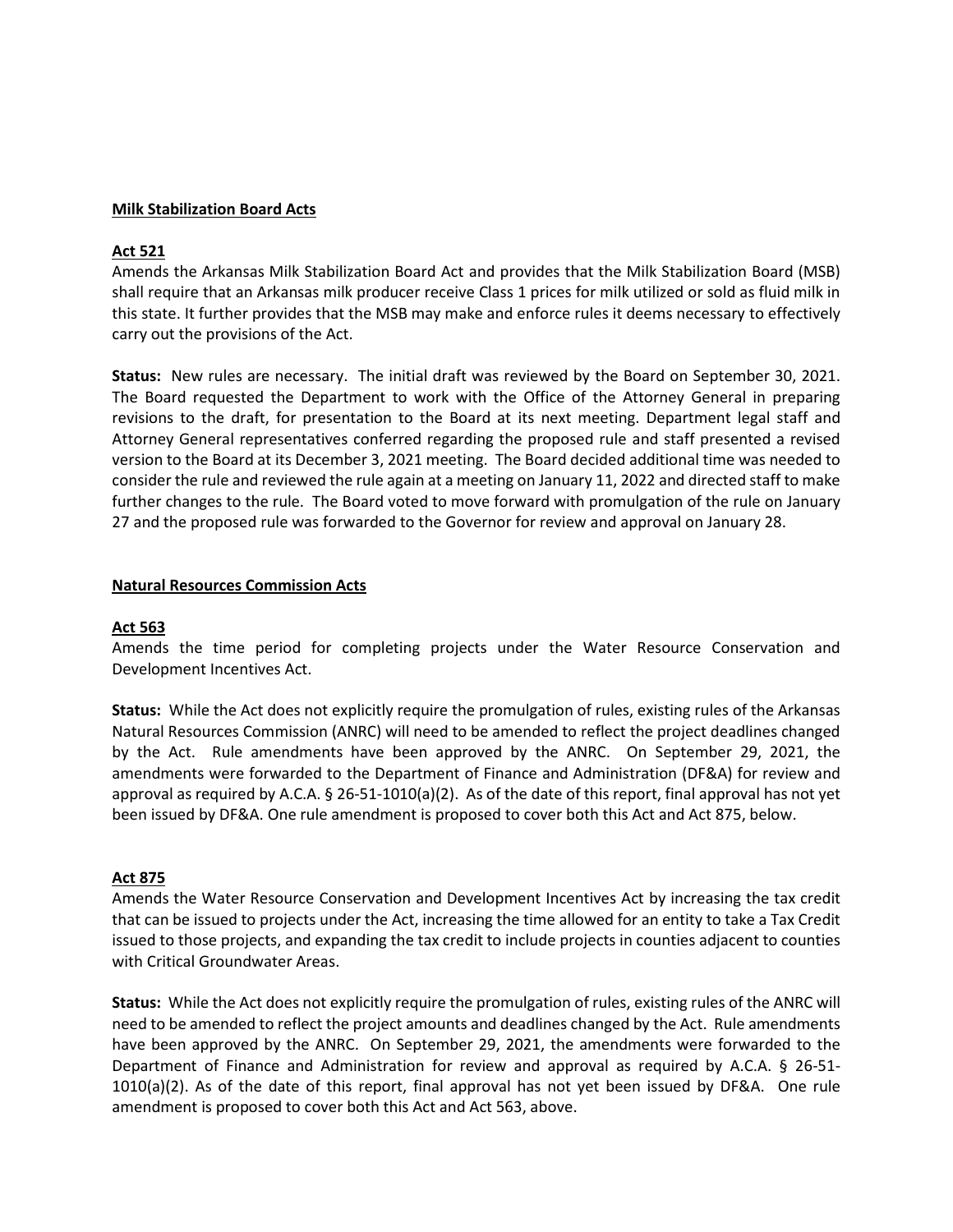**Milk Stabilization Board Acts**

**Act 521**

Amends the Arkansas Milk Stabilization Board Act and provides that the Milk Stabilization Board (MSB) shall require that an Arkansas milk producer receive Class 1 prices for milk utilized or sold as fluid milk in this state. It further provides that the MSB may make and enforce rules it deems necessary to effectively carry out the provisions of the Act.

**Status:** New rules are necessary. The initial draft was reviewed by the Board on September 30, 2021. The Board requested the Department to work with the Office of the Attorney General in preparing revisions to the draft, for presentation to the Board at its next meeting. Department legal staff and Attorney General representatives conferred regarding the proposed rule and staff presented a revised version to the Board at its December 3, 2021 meeting. The Board decided additional time was needed to consider the rule and reviewed the rule again at a meeting on January 11, 2022 and directed staff to make further changes to the rule. The Board voted to move forward with promulgation of the rule on January 27 and the proposed rule was forwarded to the Governor for review and approval on January 28.

**Natural Resources Commission Acts**

**Act 563**

Amends the time period for completing projects under the Water Resource Conservation and Development Incentives Act.

**Status:** While the Act does not explicitly require the promulgation of rules, existing rules of the Arkansas Natural Resources Commission (ANRC) will need to be amended to reflect the project deadlines changed by the Act. Rule amendments have been approved by the ANRC. On September 29, 2021, the amendments were forwarded to the Department of Finance and Administration (DF&A) for review and approval as required by A.C.A. § 26-51-1010(a)(2). As of the date of this report, final approval has not yet been issued by DF&A. One rule amendment is proposed to cover both this Act and Act 875, below.

**Act 875**

Amends the Water Resource Conservation and Development Incentives Act by increasing the tax credit that can be issued to projects under the Act, increasing the time allowed for an entity to take a Tax Credit issued to those projects, and expanding the tax credit to include projects in counties adjacent to counties with Critical Groundwater Areas.

**Status:** While the Act does not explicitly require the promulgation of rules, existing rules of the ANRC will need to be amended to reflect the project amounts and deadlines changed by the Act. Rule amendments have been approved by the ANRC. On September 29, 2021, the amendments were forwarded to the Department of Finance and Administration for review and approval as required by A.C.A. § 26-51-1010(a)(2). As of the date of this report, final approval has not yet been issued by DF&A. One rule amendment is proposed to cover both this Act and Act 563, above.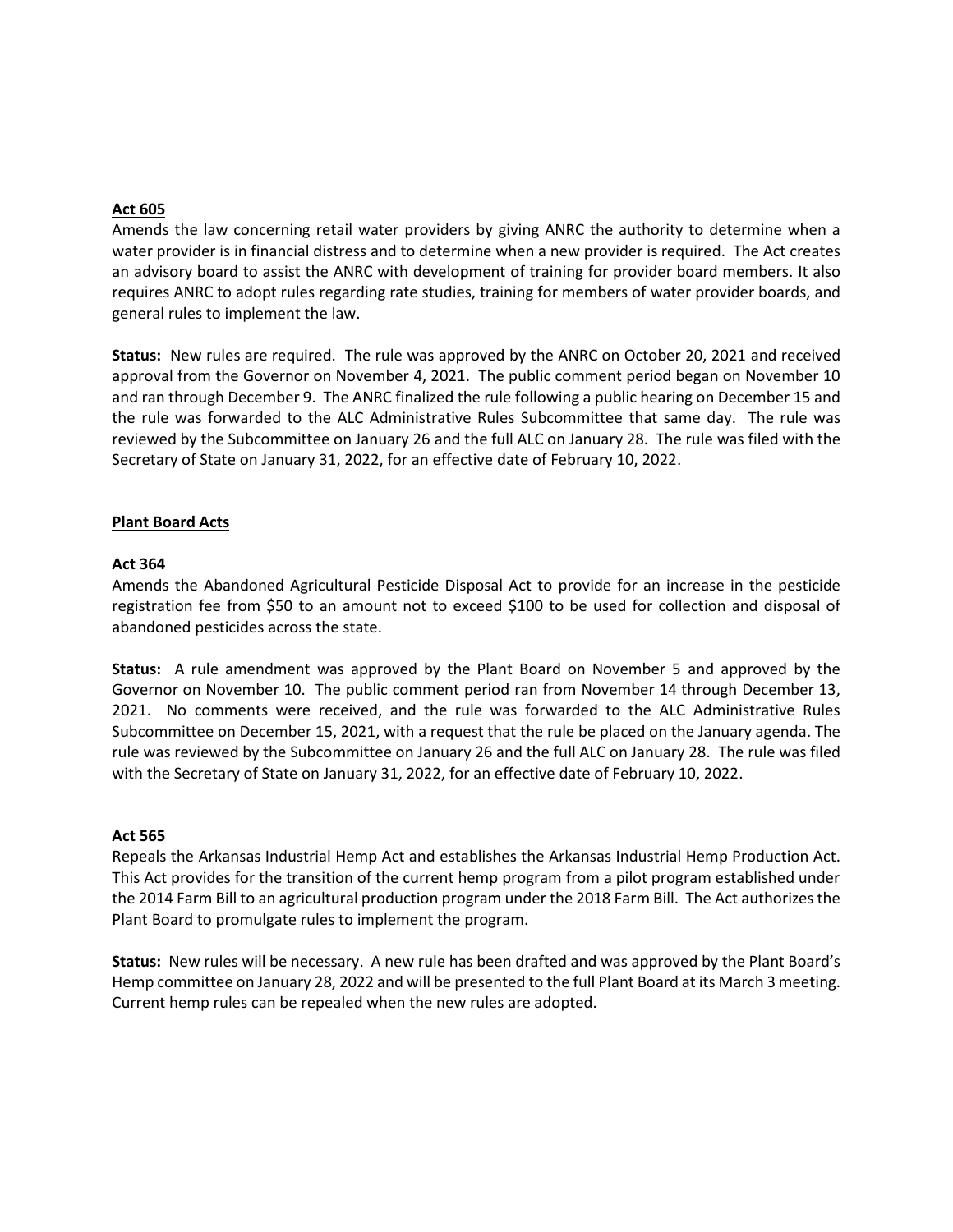**Act 605**

Amends the law concerning retail water providers by giving ANRC the authority to determine when a water provider is in financial distress and to determine when a new provider is required. The Act creates an advisory board to assist the ANRC with development of training for provider board members. It also requires ANRC to adopt rules regarding rate studies, training for members of water provider boards, and general rules to implement the law.

**Status:** New rules are required. The rule was approved by the ANRC on October 20, 2021 and received approval from the Governor on November 4, 2021. The public comment period began on November 10 and ran through December 9. The ANRC finalized the rule following a public hearing on December 15 and the rule was forwarded to the ALC Administrative Rules Subcommittee that same day. The rule was reviewed by the Subcommittee on January 26 and the full ALC on January 28. The rule was filed with the Secretary of State on January 31, 2022, for an effective date of February 10, 2022.

**Plant Board Acts**

**Act 364**

Amends the Abandoned Agricultural Pesticide Disposal Act to provide for an increase in the pesticide registration fee from $50 to an amount not to exceed $100 to be used for collection and disposal of abandoned pesticides across the state.

**Status:** A rule amendment was approved by the Plant Board on November 5 and approved by the Governor on November 10. The public comment period ran from November 14 through December 13, 2021. No comments were received, and the rule was forwarded to the ALC Administrative Rules Subcommittee on December 15, 2021, with a request that the rule be placed on the January agenda. The rule was reviewed by the Subcommittee on January 26 and the full ALC on January 28. The rule was filed with the Secretary of State on January 31, 2022, for an effective date of February 10, 2022.

**Act 565**

Repeals the Arkansas Industrial Hemp Act and establishes the Arkansas Industrial Hemp Production Act. This Act provides for the transition of the current hemp program from a pilot program established under the 2014 Farm Bill to an agricultural production program under the 2018 Farm Bill. The Act authorizes the Plant Board to promulgate rules to implement the program.

**Status:** New rules will be necessary. A new rule has been drafted and was approved by the Plant Board's Hemp committee on January 28, 2022 and will be presented to the full Plant Board at its March 3 meeting. Current hemp rules can be repealed when the new rules are adopted.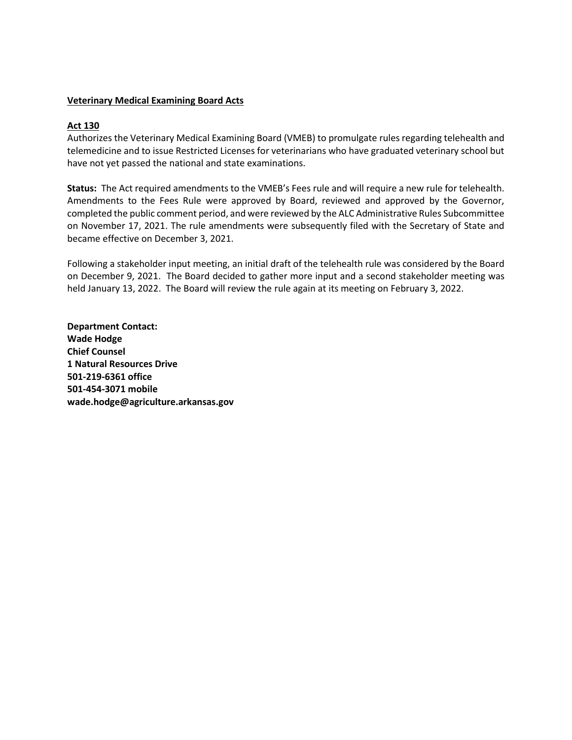**Veterinary Medical Examining Board Acts**

**Act 130**

Authorizes the Veterinary Medical Examining Board (VMEB) to promulgate rules regarding telehealth and telemedicine and to issue Restricted Licenses for veterinarians who have graduated veterinary school but have not yet passed the national and state examinations.

**Status:** The Act required amendments to the VMEB's Fees rule and will require a new rule for telehealth. Amendments to the Fees Rule were approved by Board, reviewed and approved by the Governor, completed the public comment period, and were reviewed by the ALC Administrative Rules Subcommittee on November 17, 2021. The rule amendments were subsequently filed with the Secretary of State and became effective on December 3, 2021.

Following a stakeholder input meeting, an initial draft of the telehealth rule was considered by the Board on December 9, 2021. The Board decided to gather more input and a second stakeholder meeting was held January 13, 2022. The Board will review the rule again at its meeting on February 3, 2022.

**Department Contact:**
**Wade Hodge**
**Chief Counsel**
**1 Natural Resources Drive**
**501-219-6361 office**
**501-454-3071 mobile**
**wade.hodge@agriculture.arkansas.gov**